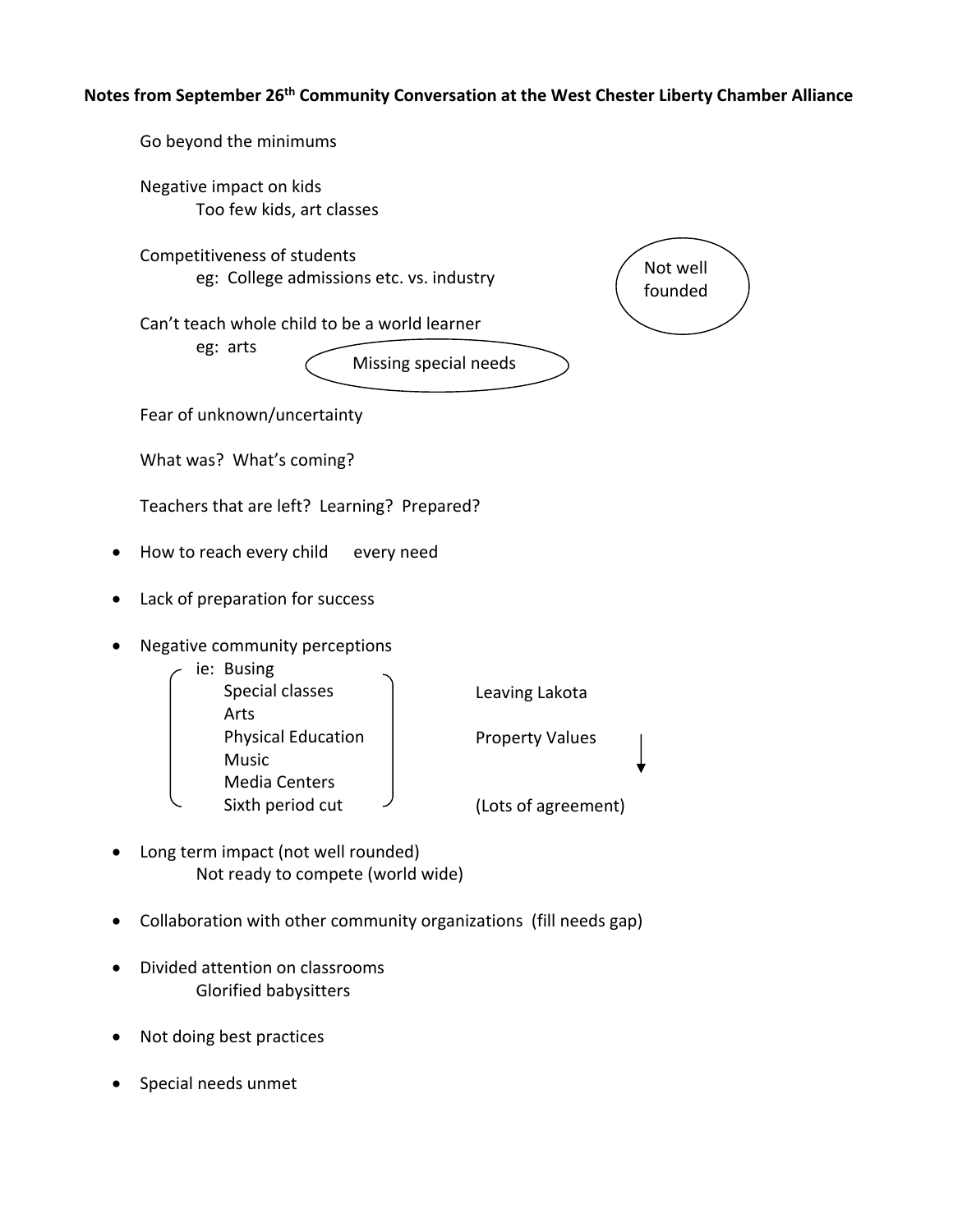**Notes from September 26th Community Conversation at the West Chester Liberty Chamber Alliance**

Go beyond the minimums

Negative impact on kids
  Too few kids, art classes

Competitiveness of students
  eg: College admissions etc. vs. industry

Not well founded

Can't teach whole child to be a world learner
  eg: arts

Missing special needs

Fear of unknown/uncertainty

What was? What's coming?

Teachers that are left? Learning? Prepared?

- How to reach every child   every need
- Lack of preparation for success
- Negative community perceptions
  - ie: Busing
    - Special classes
    - Arts
    - Physical Education
    - Music
    - Media Centers
    - Sixth period cut

  Leaving Lakota

  Property Values ↓

  (Lots of agreement)
- Long term impact (not well rounded)
  Not ready to compete (world wide)
- Collaboration with other community organizations (fill needs gap)
- Divided attention on classrooms
  Glorified babysitters
- Not doing best practices
- Special needs unmet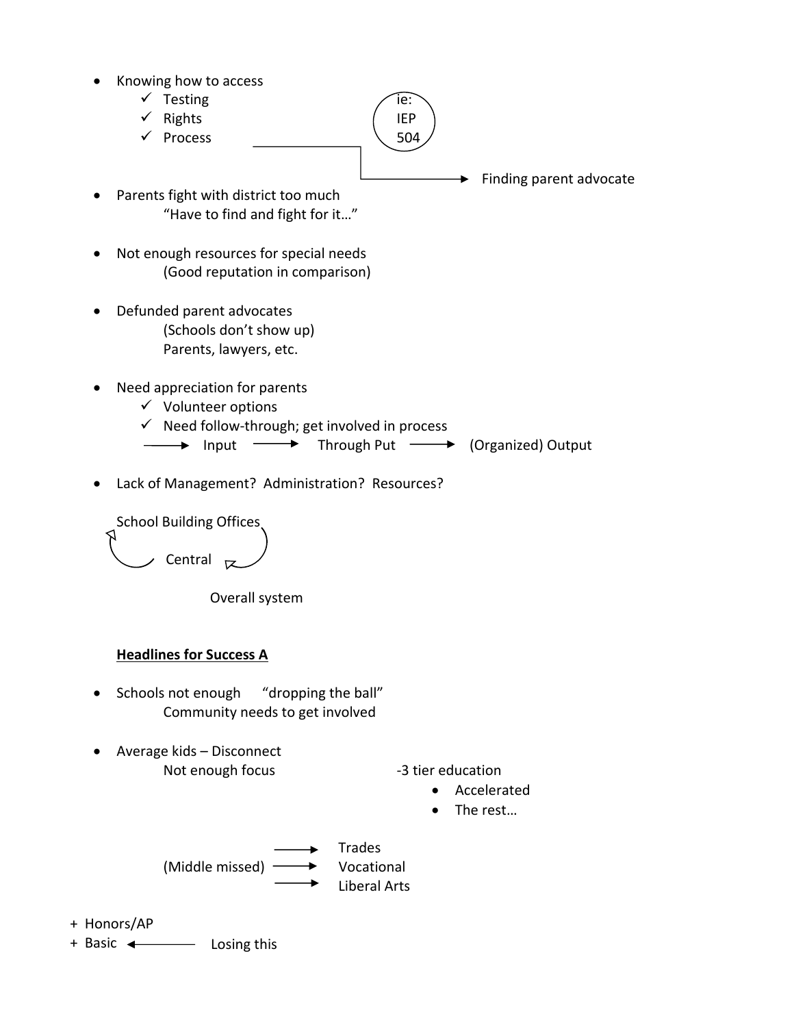- Knowing how to access
  - ✓ Testing
  - ✓ Rights
  - ✓ Process → Finding parent advocate

  (ie: IEP 504)

- Parents fight with district too much
  "Have to find and fight for it…"

- Not enough resources for special needs
  (Good reputation in comparison)

- Defunded parent advocates
  (Schools don't show up)
  Parents, lawyers, etc.

- Need appreciation for parents
  - ✓ Volunteer options
  - ✓ Need follow-through; get involved in process

  → Input → Through Put → (Organized) Output

- Lack of Management? Administration? Resources?

  School Building Offices ⇄ Central

  Overall system

**Headlines for Success A**

- Schools not enough "dropping the ball"
  Community needs to get involved

- Average kids – Disconnect
  Not enough focus

  -3 tier education
  - Accelerated
  - The rest…

  (Middle missed) →
  - Trades
  - Vocational
  - Liberal Arts

+ Honors/AP
+ Basic ← Losing this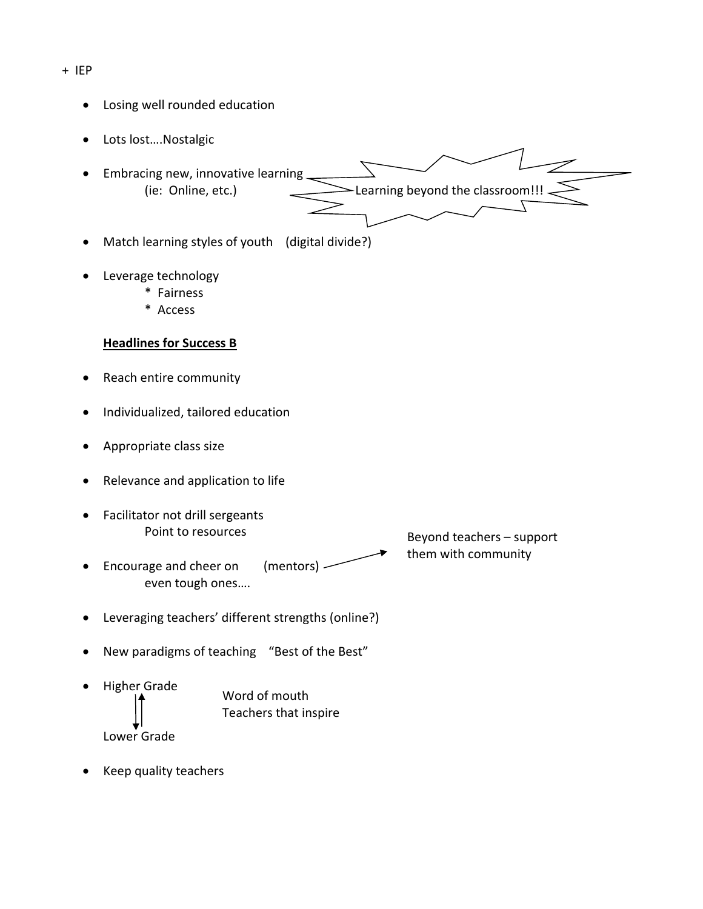+ IEP

- Losing well rounded education
- Lots lost….Nostalgic
- Embracing new, innovative learning
  (ie: Online, etc.) → Learning beyond the classroom!!!
- Match learning styles of youth (digital divide?)
- Leverage technology
  - Fairness
  - Access

**<u>Headlines for Success B</u>**

- Reach entire community
- Individualized, tailored education
- Appropriate class size
- Relevance and application to life
- Facilitator not drill sergeants
  Point to resources
- Encourage and cheer on (mentors) → Beyond teachers – support them with community
  even tough ones….
- Leveraging teachers' different strengths (online?)
- New paradigms of teaching "Best of the Best"
- Higher Grade ⇅ Lower Grade — Word of mouth, Teachers that inspire
- Keep quality teachers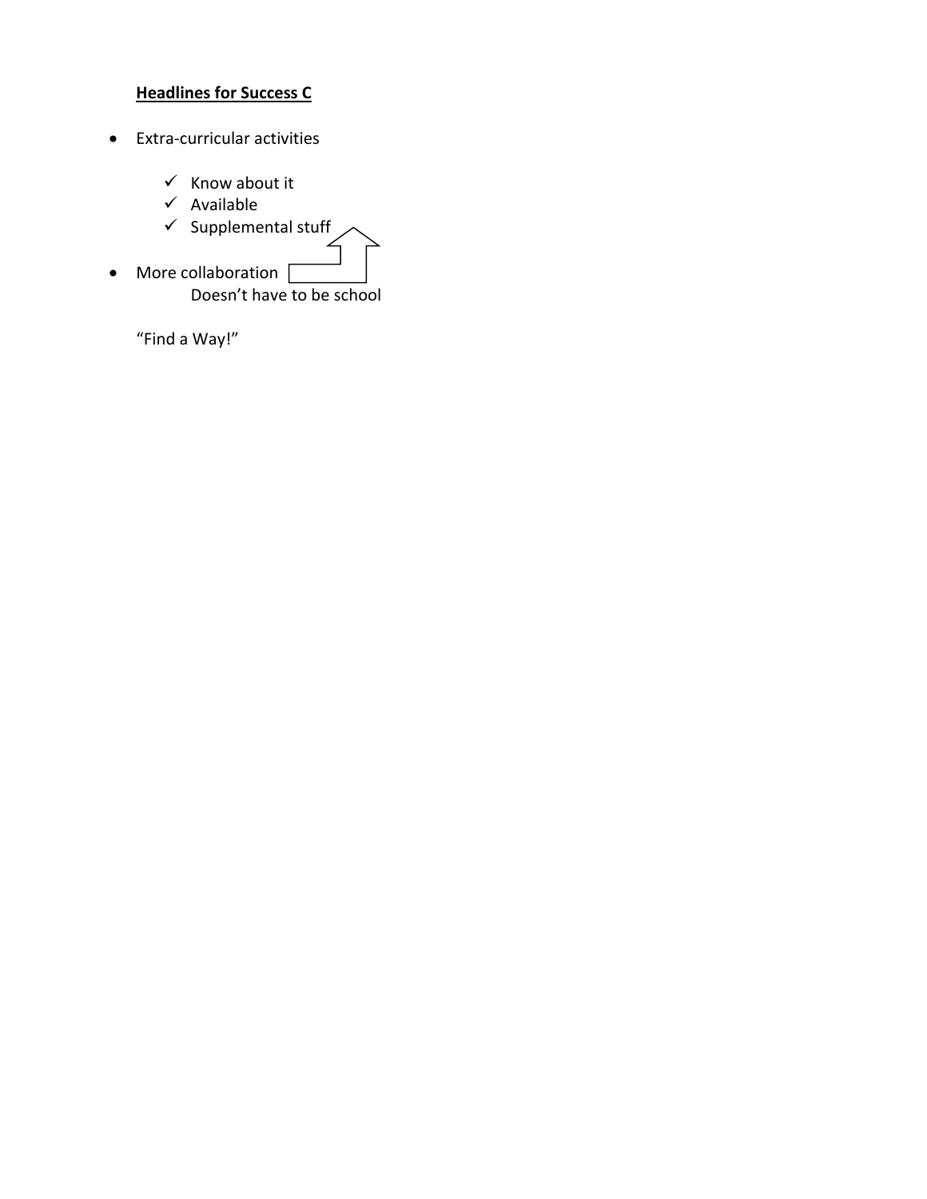**Headlines for Success C**

- Extra-curricular activities
  - ✓ Know about it
  - ✓ Available
  - ✓ Supplemental stuff
- More collaboration
  - Doesn't have to be school

"Find a Way!"